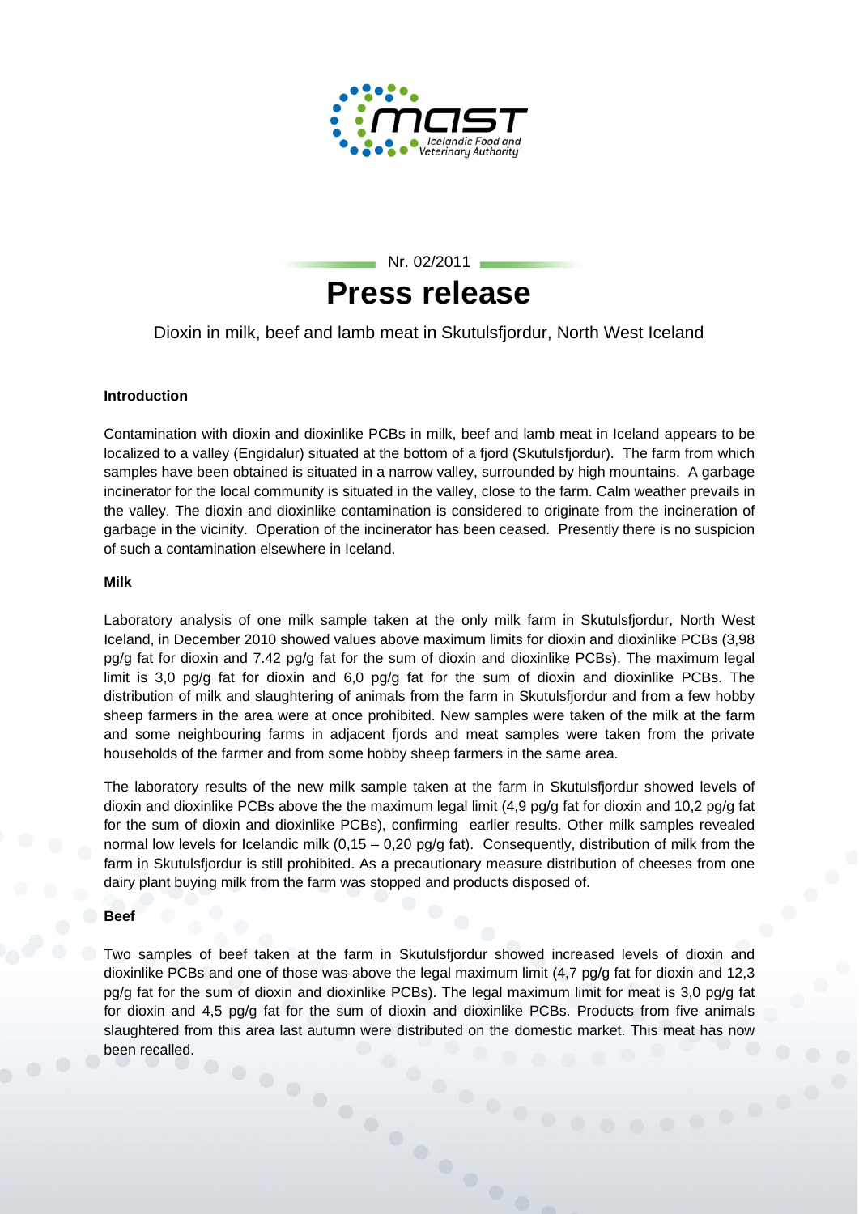Nr. 02/2011

# Press release

Dioxin in milk, beef and lamb meat in Skutulsfjordur, North West Iceland

**Introduction**

Contamination with dioxin and dioxinlike PCBs in milk, beef and lamb meat in Iceland appears to be localized to a valley (Engidalur) situated at the bottom of a fjord (Skutulsfjordur). The farm from which samples have been obtained is situated in a narrow valley, surrounded by high mountains. A garbage incinerator for the local community is situated in the valley, close to the farm. Calm weather prevails in the valley. The dioxin and dioxinlike contamination is considered to originate from the incineration of garbage in the vicinity. Operation of the incinerator has been ceased. Presently there is no suspicion of such a contamination elsewhere in Iceland.

**Milk**

Laboratory analysis of one milk sample taken at the only milk farm in Skutulsfjordur, North West Iceland, in December 2010 showed values above maximum limits for dioxin and dioxinlike PCBs (3,98 pg/g fat for dioxin and 7.42 pg/g fat for the sum of dioxin and dioxinlike PCBs). The maximum legal limit is 3,0 pg/g fat for dioxin and 6,0 pg/g fat for the sum of dioxin and dioxinlike PCBs. The distribution of milk and slaughtering of animals from the farm in Skutulsfjordur and from a few hobby sheep farmers in the area were at once prohibited. New samples were taken of the milk at the farm and some neighbouring farms in adjacent fjords and meat samples were taken from the private households of the farmer and from some hobby sheep farmers in the same area.

The laboratory results of the new milk sample taken at the farm in Skutulsfjordur showed levels of dioxin and dioxinlike PCBs above the the maximum legal limit (4,9 pg/g fat for dioxin and 10,2 pg/g fat for the sum of dioxin and dioxinlike PCBs), confirming earlier results. Other milk samples revealed normal low levels for Icelandic milk (0,15 – 0,20 pg/g fat). Consequently, distribution of milk from the farm in Skutulsfjordur is still prohibited. As a precautionary measure distribution of cheeses from one dairy plant buying milk from the farm was stopped and products disposed of.

**Beef**

Two samples of beef taken at the farm in Skutulsfjordur showed increased levels of dioxin and dioxinlike PCBs and one of those was above the legal maximum limit (4,7 pg/g fat for dioxin and 12,3 pg/g fat for the sum of dioxin and dioxinlike PCBs). The legal maximum limit for meat is 3,0 pg/g fat for dioxin and 4,5 pg/g fat for the sum of dioxin and dioxinlike PCBs. Products from five animals slaughtered from this area last autumn were distributed on the domestic market. This meat has now been recalled.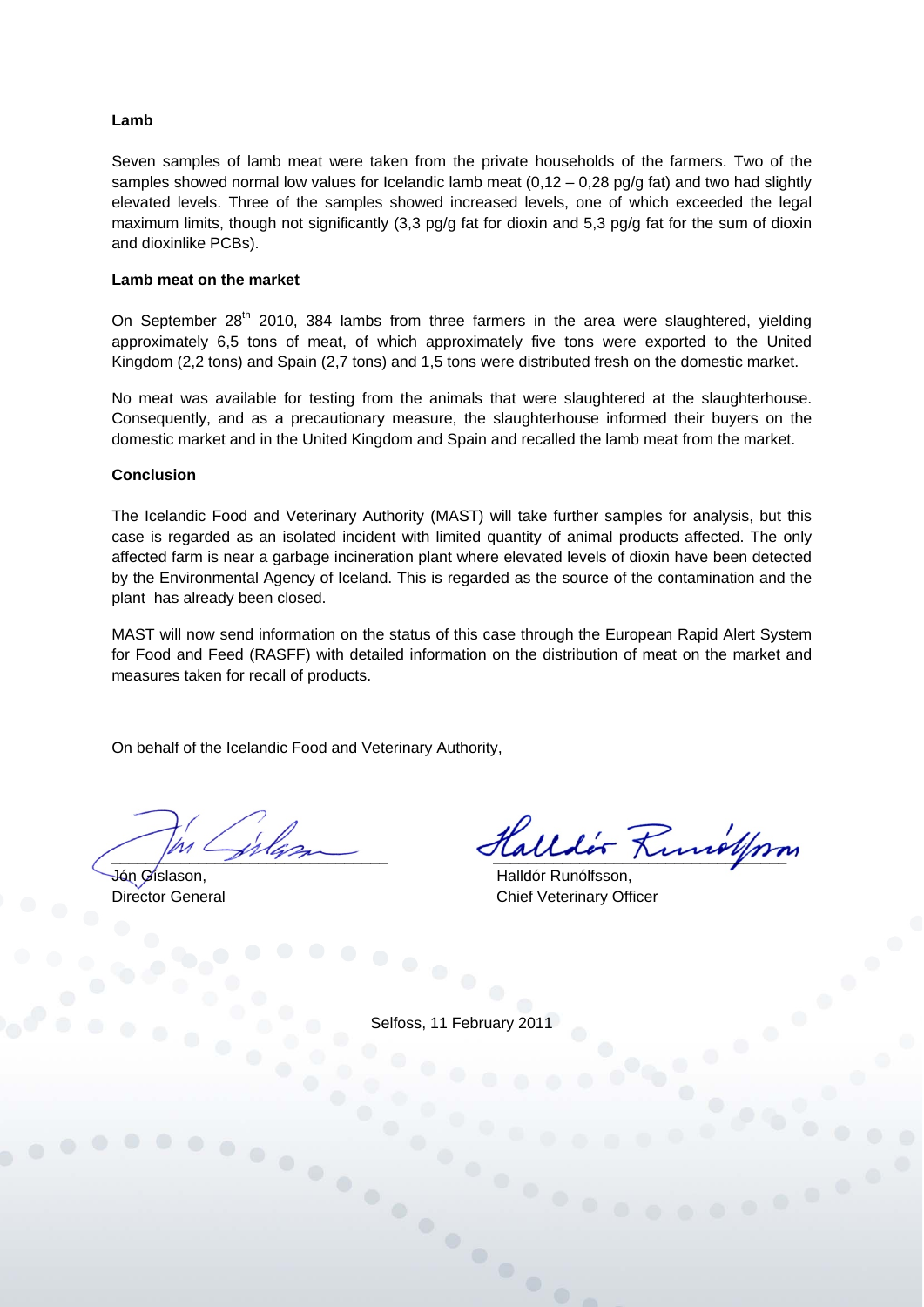**Lamb**

Seven samples of lamb meat were taken from the private households of the farmers. Two of the samples showed normal low values for Icelandic lamb meat (0,12 – 0,28 pg/g fat) and two had slightly elevated levels. Three of the samples showed increased levels, one of which exceeded the legal maximum limits, though not significantly (3,3 pg/g fat for dioxin and 5,3 pg/g fat for the sum of dioxin and dioxinlike PCBs).

**Lamb meat on the market**

On September 28th 2010, 384 lambs from three farmers in the area were slaughtered, yielding approximately 6,5 tons of meat, of which approximately five tons were exported to the United Kingdom (2,2 tons) and Spain (2,7 tons) and 1,5 tons were distributed fresh on the domestic market.

No meat was available for testing from the animals that were slaughtered at the slaughterhouse. Consequently, and as a precautionary measure, the slaughterhouse informed their buyers on the domestic market and in the United Kingdom and Spain and recalled the lamb meat from the market.

**Conclusion**

The Icelandic Food and Veterinary Authority (MAST) will take further samples for analysis, but this case is regarded as an isolated incident with limited quantity of animal products affected. The only affected farm is near a garbage incineration plant where elevated levels of dioxin have been detected by the Environmental Agency of Iceland. This is regarded as the source of the contamination and the plant has already been closed.

MAST will now send information on the status of this case through the European Rapid Alert System for Food and Feed (RASFF) with detailed information on the distribution of meat on the market and measures taken for recall of products.

On behalf of the Icelandic Food and Veterinary Authority,

Jón Gíslason,
Director General

Halldór Runólfsson,
Chief Veterinary Officer

Selfoss, 11 February 2011